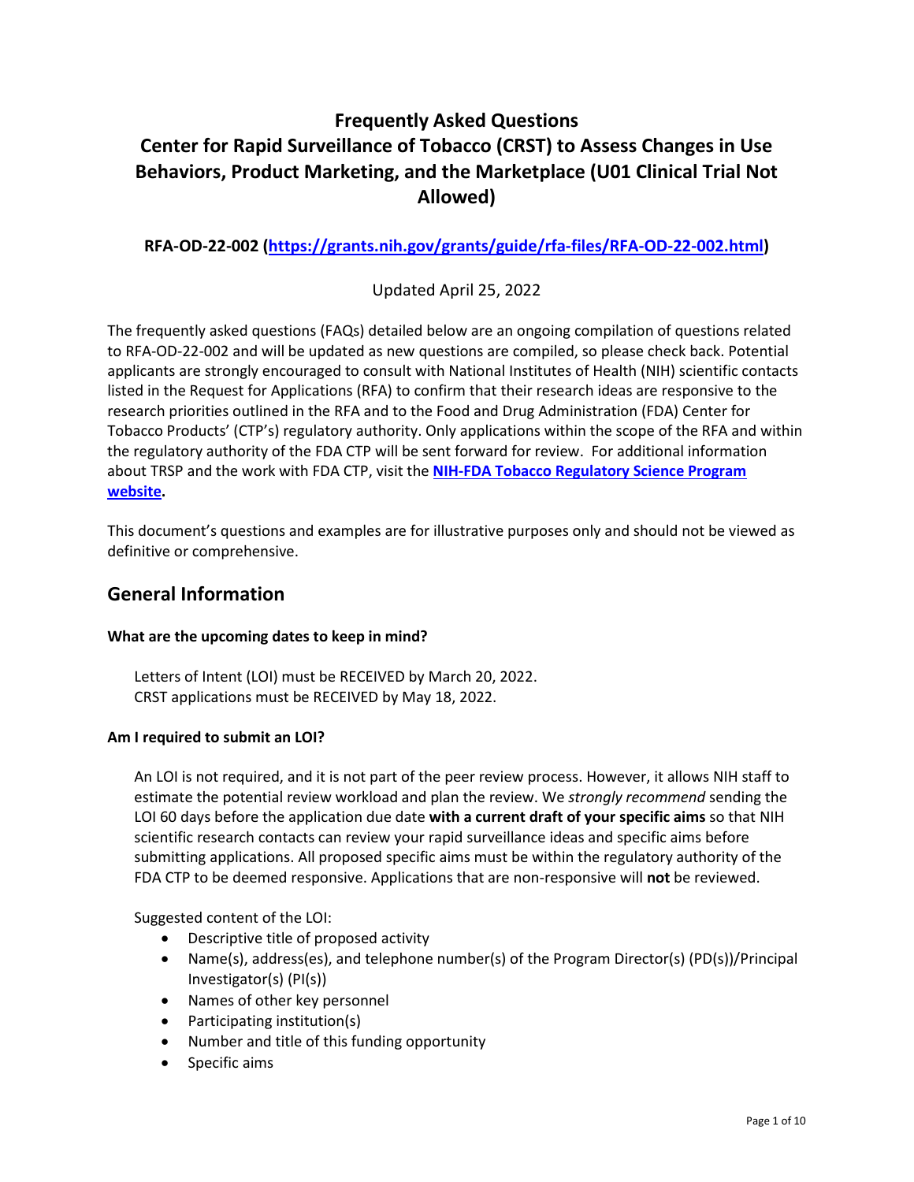# Frequently Asked Questions
# Center for Rapid Surveillance of Tobacco (CRST) to Assess Changes in Use Behaviors, Product Marketing, and the Marketplace (U01 Clinical Trial Not Allowed)

**RFA-OD-22-002 (https://grants.nih.gov/grants/guide/rfa-files/RFA-OD-22-002.html)**

Updated April 25, 2022

The frequently asked questions (FAQs) detailed below are an ongoing compilation of questions related to RFA-OD-22-002 and will be updated as new questions are compiled, so please check back. Potential applicants are strongly encouraged to consult with National Institutes of Health (NIH) scientific contacts listed in the Request for Applications (RFA) to confirm that their research ideas are responsive to the research priorities outlined in the RFA and to the Food and Drug Administration (FDA) Center for Tobacco Products' (CTP's) regulatory authority. Only applications within the scope of the RFA and within the regulatory authority of the FDA CTP will be sent forward for review. For additional information about TRSP and the work with FDA CTP, visit the **NIH-FDA Tobacco Regulatory Science Program website.**

This document's questions and examples are for illustrative purposes only and should not be viewed as definitive or comprehensive.

## General Information

**What are the upcoming dates to keep in mind?**

Letters of Intent (LOI) must be RECEIVED by March 20, 2022.
CRST applications must be RECEIVED by May 18, 2022.

**Am I required to submit an LOI?**

An LOI is not required, and it is not part of the peer review process. However, it allows NIH staff to estimate the potential review workload and plan the review. We *strongly recommend* sending the LOI 60 days before the application due date **with a current draft of your specific aims** so that NIH scientific research contacts can review your rapid surveillance ideas and specific aims before submitting applications. All proposed specific aims must be within the regulatory authority of the FDA CTP to be deemed responsive. Applications that are non-responsive will **not** be reviewed.

Suggested content of the LOI:

- Descriptive title of proposed activity
- Name(s), address(es), and telephone number(s) of the Program Director(s) (PD(s))/Principal Investigator(s) (PI(s))
- Names of other key personnel
- Participating institution(s)
- Number and title of this funding opportunity
- Specific aims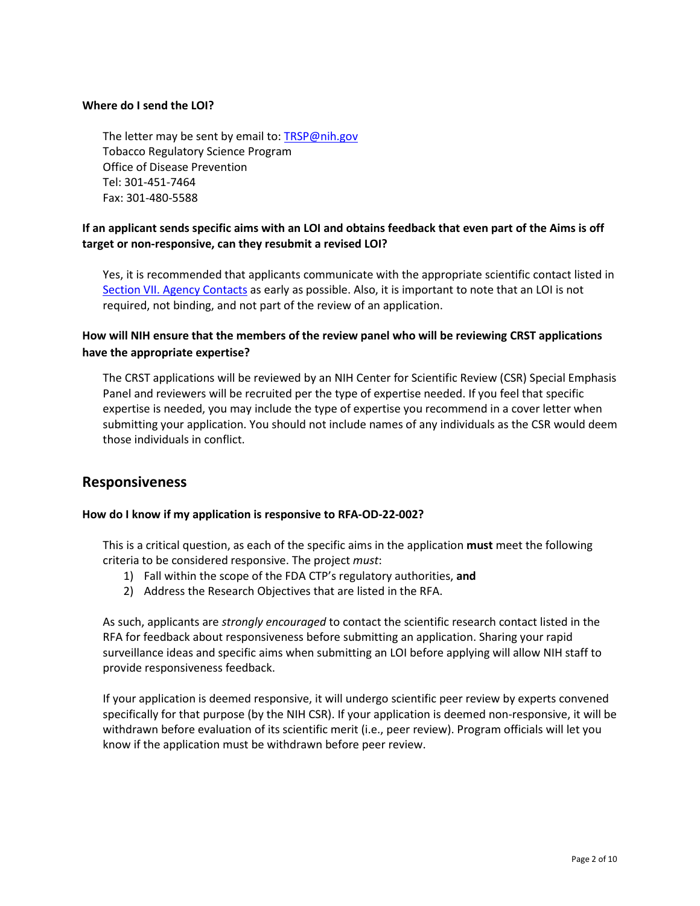**Where do I send the LOI?**

The letter may be sent by email to: [TRSP@nih.gov](mailto:TRSP@nih.gov)
Tobacco Regulatory Science Program
Office of Disease Prevention
Tel: 301-451-7464
Fax: 301-480-5588

**If an applicant sends specific aims with an LOI and obtains feedback that even part of the Aims is off target or non-responsive, can they resubmit a revised LOI?**

Yes, it is recommended that applicants communicate with the appropriate scientific contact listed in [Section VII. Agency Contacts](#) as early as possible. Also, it is important to note that an LOI is not required, not binding, and not part of the review of an application.

**How will NIH ensure that the members of the review panel who will be reviewing CRST applications have the appropriate expertise?**

The CRST applications will be reviewed by an NIH Center for Scientific Review (CSR) Special Emphasis Panel and reviewers will be recruited per the type of expertise needed. If you feel that specific expertise is needed, you may include the type of expertise you recommend in a cover letter when submitting your application. You should not include names of any individuals as the CSR would deem those individuals in conflict.

## Responsiveness

**How do I know if my application is responsive to RFA-OD-22-002?**

This is a critical question, as each of the specific aims in the application **must** meet the following criteria to be considered responsive. The project *must*:

1) Fall within the scope of the FDA CTP's regulatory authorities, **and**
2) Address the Research Objectives that are listed in the RFA.

As such, applicants are *strongly encouraged* to contact the scientific research contact listed in the RFA for feedback about responsiveness before submitting an application. Sharing your rapid surveillance ideas and specific aims when submitting an LOI before applying will allow NIH staff to provide responsiveness feedback.

If your application is deemed responsive, it will undergo scientific peer review by experts convened specifically for that purpose (by the NIH CSR). If your application is deemed non-responsive, it will be withdrawn before evaluation of its scientific merit (i.e., peer review). Program officials will let you know if the application must be withdrawn before peer review.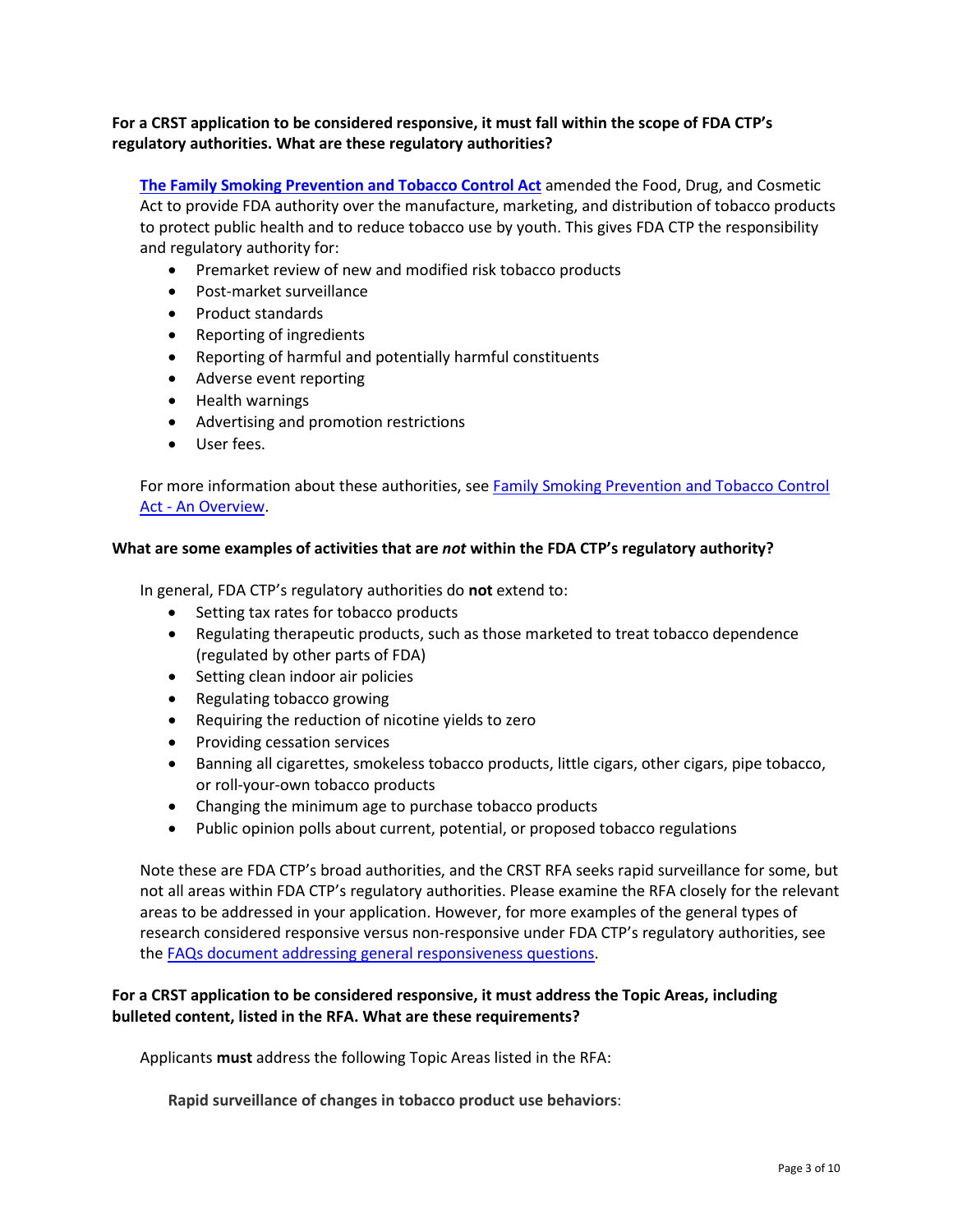**For a CRST application to be considered responsive, it must fall within the scope of FDA CTP's regulatory authorities. What are these regulatory authorities?**

**The Family Smoking Prevention and Tobacco Control Act** amended the Food, Drug, and Cosmetic Act to provide FDA authority over the manufacture, marketing, and distribution of tobacco products to protect public health and to reduce tobacco use by youth. This gives FDA CTP the responsibility and regulatory authority for:

- Premarket review of new and modified risk tobacco products
- Post-market surveillance
- Product standards
- Reporting of ingredients
- Reporting of harmful and potentially harmful constituents
- Adverse event reporting
- Health warnings
- Advertising and promotion restrictions
- User fees.

For more information about these authorities, see Family Smoking Prevention and Tobacco Control Act - An Overview.

**What are some examples of activities that are *not* within the FDA CTP's regulatory authority?**

In general, FDA CTP's regulatory authorities do **not** extend to:

- Setting tax rates for tobacco products
- Regulating therapeutic products, such as those marketed to treat tobacco dependence (regulated by other parts of FDA)
- Setting clean indoor air policies
- Regulating tobacco growing
- Requiring the reduction of nicotine yields to zero
- Providing cessation services
- Banning all cigarettes, smokeless tobacco products, little cigars, other cigars, pipe tobacco, or roll-your-own tobacco products
- Changing the minimum age to purchase tobacco products
- Public opinion polls about current, potential, or proposed tobacco regulations

Note these are FDA CTP's broad authorities, and the CRST RFA seeks rapid surveillance for some, but not all areas within FDA CTP's regulatory authorities. Please examine the RFA closely for the relevant areas to be addressed in your application. However, for more examples of the general types of research considered responsive versus non-responsive under FDA CTP's regulatory authorities, see the FAQs document addressing general responsiveness questions.

**For a CRST application to be considered responsive, it must address the Topic Areas, including bulleted content, listed in the RFA. What are these requirements?**

Applicants **must** address the following Topic Areas listed in the RFA:

**Rapid surveillance of changes in tobacco product use behaviors**: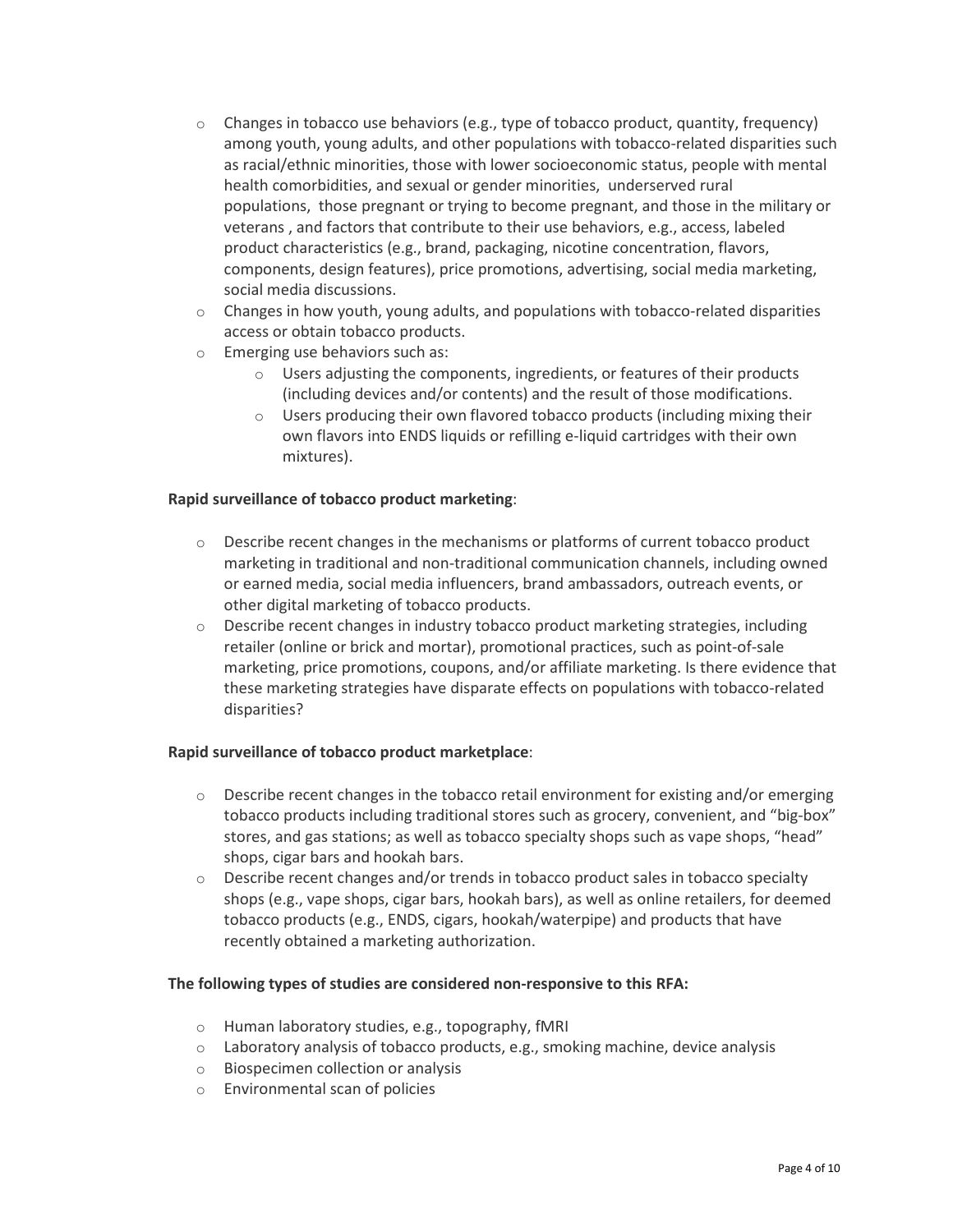- Changes in tobacco use behaviors (e.g., type of tobacco product, quantity, frequency) among youth, young adults, and other populations with tobacco-related disparities such as racial/ethnic minorities, those with lower socioeconomic status, people with mental health comorbidities, and sexual or gender minorities, underserved rural populations, those pregnant or trying to become pregnant, and those in the military or veterans , and factors that contribute to their use behaviors, e.g., access, labeled product characteristics (e.g., brand, packaging, nicotine concentration, flavors, components, design features), price promotions, advertising, social media marketing, social media discussions.
- Changes in how youth, young adults, and populations with tobacco-related disparities access or obtain tobacco products.
- Emerging use behaviors such as:
    - Users adjusting the components, ingredients, or features of their products (including devices and/or contents) and the result of those modifications.
    - Users producing their own flavored tobacco products (including mixing their own flavors into ENDS liquids or refilling e-liquid cartridges with their own mixtures).

**Rapid surveillance of tobacco product marketing**:

- Describe recent changes in the mechanisms or platforms of current tobacco product marketing in traditional and non-traditional communication channels, including owned or earned media, social media influencers, brand ambassadors, outreach events, or other digital marketing of tobacco products.
- Describe recent changes in industry tobacco product marketing strategies, including retailer (online or brick and mortar), promotional practices, such as point-of-sale marketing, price promotions, coupons, and/or affiliate marketing. Is there evidence that these marketing strategies have disparate effects on populations with tobacco-related disparities?

**Rapid surveillance of tobacco product marketplace**:

- Describe recent changes in the tobacco retail environment for existing and/or emerging tobacco products including traditional stores such as grocery, convenient, and "big-box" stores, and gas stations; as well as tobacco specialty shops such as vape shops, "head" shops, cigar bars and hookah bars.
- Describe recent changes and/or trends in tobacco product sales in tobacco specialty shops (e.g., vape shops, cigar bars, hookah bars), as well as online retailers, for deemed tobacco products (e.g., ENDS, cigars, hookah/waterpipe) and products that have recently obtained a marketing authorization.

**The following types of studies are considered non-responsive to this RFA:**

- Human laboratory studies, e.g., topography, fMRI
- Laboratory analysis of tobacco products, e.g., smoking machine, device analysis
- Biospecimen collection or analysis
- Environmental scan of policies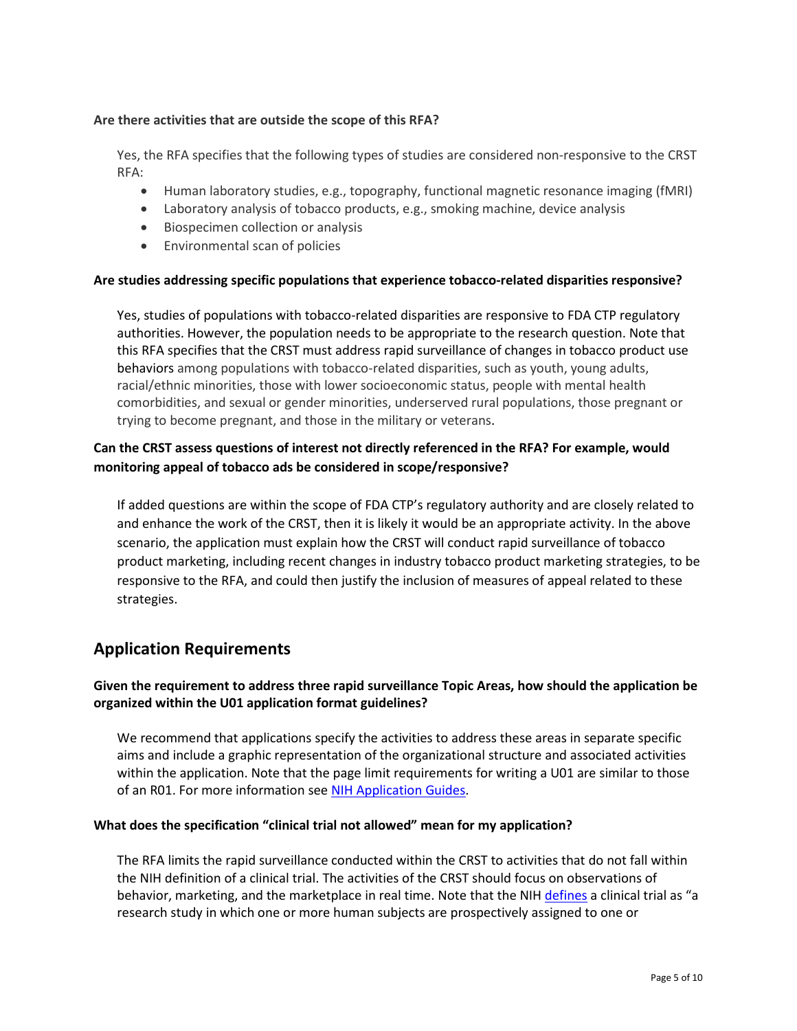**Are there activities that are outside the scope of this RFA?**

Yes, the RFA specifies that the following types of studies are considered non-responsive to the CRST RFA:

- Human laboratory studies, e.g., topography, functional magnetic resonance imaging (fMRI)
- Laboratory analysis of tobacco products, e.g., smoking machine, device analysis
- Biospecimen collection or analysis
- Environmental scan of policies

**Are studies addressing specific populations that experience tobacco-related disparities responsive?**

Yes, studies of populations with tobacco-related disparities are responsive to FDA CTP regulatory authorities. However, the population needs to be appropriate to the research question. Note that this RFA specifies that the CRST must address rapid surveillance of changes in tobacco product use behaviors among populations with tobacco-related disparities, such as youth, young adults, racial/ethnic minorities, those with lower socioeconomic status, people with mental health comorbidities, and sexual or gender minorities, underserved rural populations, those pregnant or trying to become pregnant, and those in the military or veterans.

**Can the CRST assess questions of interest not directly referenced in the RFA? For example, would monitoring appeal of tobacco ads be considered in scope/responsive?**

If added questions are within the scope of FDA CTP's regulatory authority and are closely related to and enhance the work of the CRST, then it is likely it would be an appropriate activity. In the above scenario, the application must explain how the CRST will conduct rapid surveillance of tobacco product marketing, including recent changes in industry tobacco product marketing strategies, to be responsive to the RFA, and could then justify the inclusion of measures of appeal related to these strategies.

## Application Requirements

**Given the requirement to address three rapid surveillance Topic Areas, how should the application be organized within the U01 application format guidelines?**

We recommend that applications specify the activities to address these areas in separate specific aims and include a graphic representation of the organizational structure and associated activities within the application. Note that the page limit requirements for writing a U01 are similar to those of an R01. For more information see NIH Application Guides.

**What does the specification "clinical trial not allowed" mean for my application?**

The RFA limits the rapid surveillance conducted within the CRST to activities that do not fall within the NIH definition of a clinical trial. The activities of the CRST should focus on observations of behavior, marketing, and the marketplace in real time. Note that the NIH defines a clinical trial as "a research study in which one or more human subjects are prospectively assigned to one or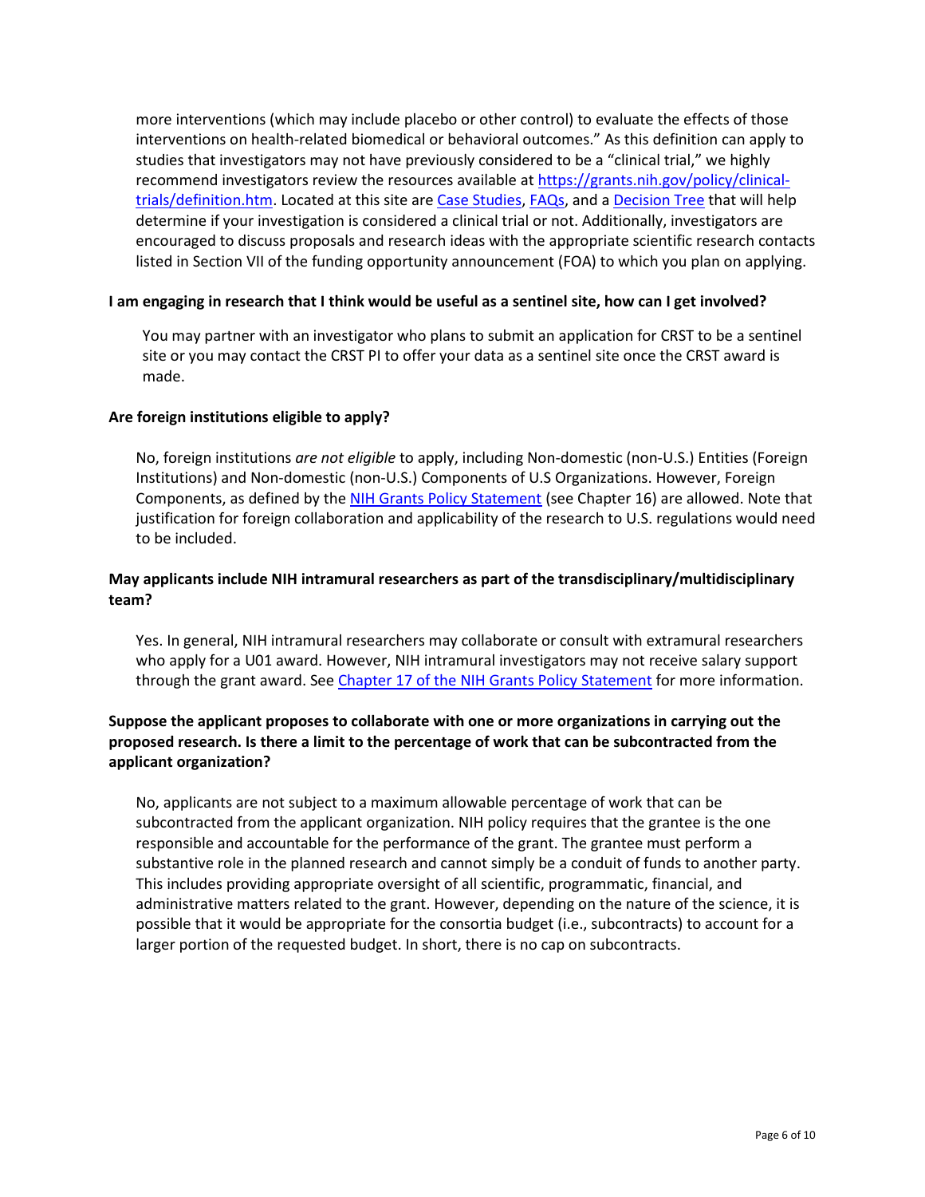more interventions (which may include placebo or other control) to evaluate the effects of those interventions on health-related biomedical or behavioral outcomes." As this definition can apply to studies that investigators may not have previously considered to be a "clinical trial," we highly recommend investigators review the resources available at [https://grants.nih.gov/policy/clinical-trials/definition.htm](https://grants.nih.gov/policy/clinical-trials/definition.htm). Located at this site are [Case Studies](), [FAQs](), and a [Decision Tree]() that will help determine if your investigation is considered a clinical trial or not. Additionally, investigators are encouraged to discuss proposals and research ideas with the appropriate scientific research contacts listed in Section VII of the funding opportunity announcement (FOA) to which you plan on applying.

**I am engaging in research that I think would be useful as a sentinel site, how can I get involved?**

You may partner with an investigator who plans to submit an application for CRST to be a sentinel site or you may contact the CRST PI to offer your data as a sentinel site once the CRST award is made.

**Are foreign institutions eligible to apply?**

No, foreign institutions *are not eligible* to apply, including Non-domestic (non-U.S.) Entities (Foreign Institutions) and Non-domestic (non-U.S.) Components of U.S Organizations. However, Foreign Components, as defined by the [NIH Grants Policy Statement]() (see Chapter 16) are allowed. Note that justification for foreign collaboration and applicability of the research to U.S. regulations would need to be included.

**May applicants include NIH intramural researchers as part of the transdisciplinary/multidisciplinary team?**

Yes. In general, NIH intramural researchers may collaborate or consult with extramural researchers who apply for a U01 award. However, NIH intramural investigators may not receive salary support through the grant award. See [Chapter 17 of the NIH Grants Policy Statement]() for more information.

**Suppose the applicant proposes to collaborate with one or more organizations in carrying out the proposed research. Is there a limit to the percentage of work that can be subcontracted from the applicant organization?**

No, applicants are not subject to a maximum allowable percentage of work that can be subcontracted from the applicant organization. NIH policy requires that the grantee is the one responsible and accountable for the performance of the grant. The grantee must perform a substantive role in the planned research and cannot simply be a conduit of funds to another party. This includes providing appropriate oversight of all scientific, programmatic, financial, and administrative matters related to the grant. However, depending on the nature of the science, it is possible that it would be appropriate for the consortia budget (i.e., subcontracts) to account for a larger portion of the requested budget. In short, there is no cap on subcontracts.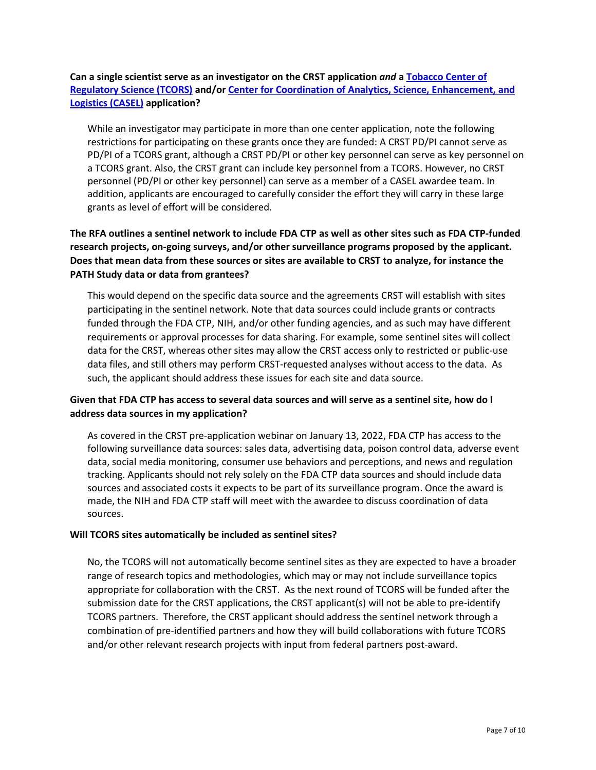**Can a single scientist serve as an investigator on the CRST application *and* a Tobacco Center of Regulatory Science (TCORS) and/or Center for Coordination of Analytics, Science, Enhancement, and Logistics (CASEL) application?**

While an investigator may participate in more than one center application, note the following restrictions for participating on these grants once they are funded: A CRST PD/PI cannot serve as PD/PI of a TCORS grant, although a CRST PD/PI or other key personnel can serve as key personnel on a TCORS grant. Also, the CRST grant can include key personnel from a TCORS. However, no CRST personnel (PD/PI or other key personnel) can serve as a member of a CASEL awardee team. In addition, applicants are encouraged to carefully consider the effort they will carry in these large grants as level of effort will be considered.

**The RFA outlines a sentinel network to include FDA CTP as well as other sites such as FDA CTP-funded research projects, on-going surveys, and/or other surveillance programs proposed by the applicant. Does that mean data from these sources or sites are available to CRST to analyze, for instance the PATH Study data or data from grantees?**

This would depend on the specific data source and the agreements CRST will establish with sites participating in the sentinel network. Note that data sources could include grants or contracts funded through the FDA CTP, NIH, and/or other funding agencies, and as such may have different requirements or approval processes for data sharing. For example, some sentinel sites will collect data for the CRST, whereas other sites may allow the CRST access only to restricted or public-use data files, and still others may perform CRST-requested analyses without access to the data. As such, the applicant should address these issues for each site and data source.

**Given that FDA CTP has access to several data sources and will serve as a sentinel site, how do I address data sources in my application?**

As covered in the CRST pre-application webinar on January 13, 2022, FDA CTP has access to the following surveillance data sources: sales data, advertising data, poison control data, adverse event data, social media monitoring, consumer use behaviors and perceptions, and news and regulation tracking. Applicants should not rely solely on the FDA CTP data sources and should include data sources and associated costs it expects to be part of its surveillance program. Once the award is made, the NIH and FDA CTP staff will meet with the awardee to discuss coordination of data sources.

**Will TCORS sites automatically be included as sentinel sites?**

No, the TCORS will not automatically become sentinel sites as they are expected to have a broader range of research topics and methodologies, which may or may not include surveillance topics appropriate for collaboration with the CRST. As the next round of TCORS will be funded after the submission date for the CRST applications, the CRST applicant(s) will not be able to pre-identify TCORS partners. Therefore, the CRST applicant should address the sentinel network through a combination of pre-identified partners and how they will build collaborations with future TCORS and/or other relevant research projects with input from federal partners post-award.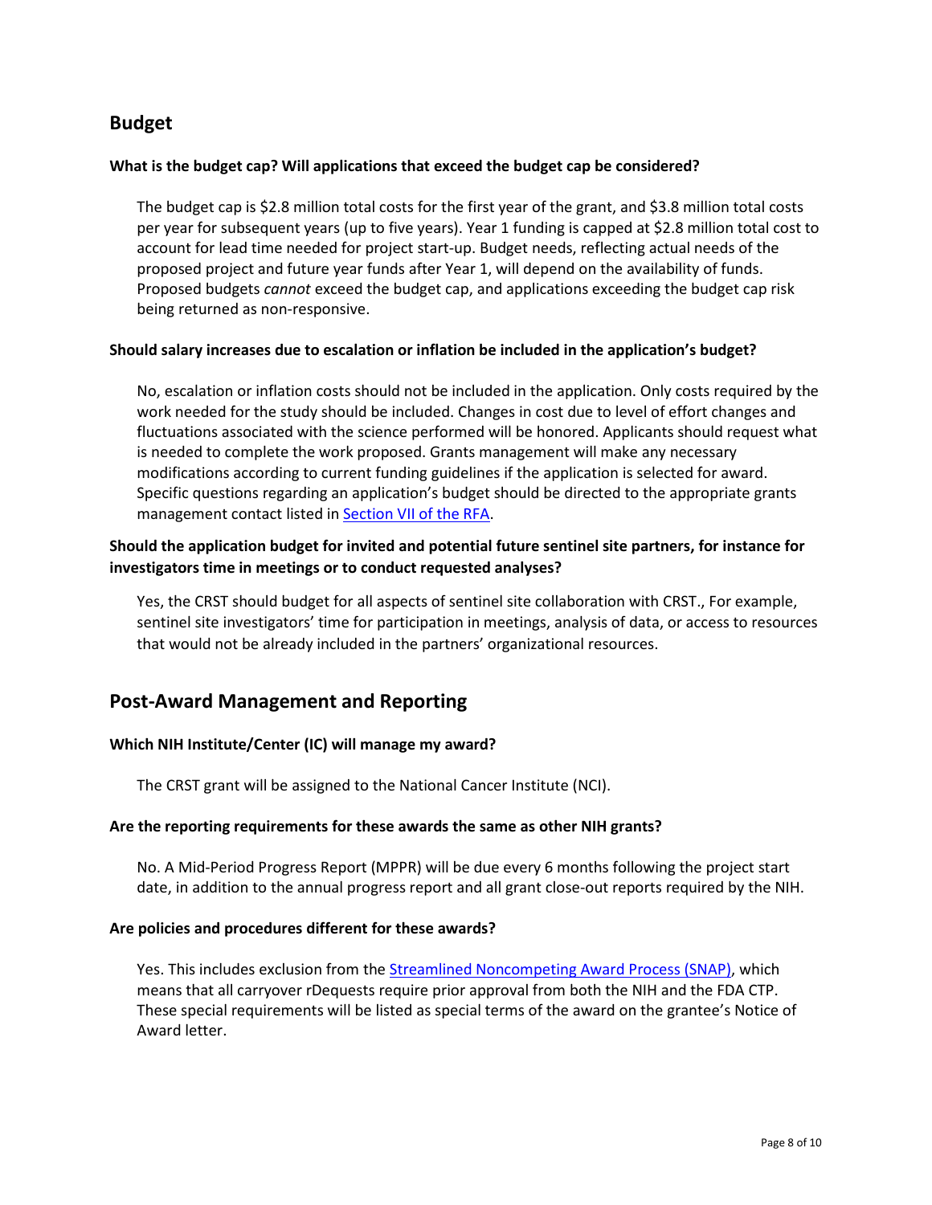## Budget

**What is the budget cap? Will applications that exceed the budget cap be considered?**

The budget cap is $2.8 million total costs for the first year of the grant, and $3.8 million total costs per year for subsequent years (up to five years). Year 1 funding is capped at $2.8 million total cost to account for lead time needed for project start-up. Budget needs, reflecting actual needs of the proposed project and future year funds after Year 1, will depend on the availability of funds. Proposed budgets *cannot* exceed the budget cap, and applications exceeding the budget cap risk being returned as non-responsive.

**Should salary increases due to escalation or inflation be included in the application's budget?**

No, escalation or inflation costs should not be included in the application. Only costs required by the work needed for the study should be included. Changes in cost due to level of effort changes and fluctuations associated with the science performed will be honored. Applicants should request what is needed to complete the work proposed. Grants management will make any necessary modifications according to current funding guidelines if the application is selected for award. Specific questions regarding an application's budget should be directed to the appropriate grants management contact listed in [Section VII of the RFA](#).

**Should the application budget for invited and potential future sentinel site partners, for instance for investigators time in meetings or to conduct requested analyses?**

Yes, the CRST should budget for all aspects of sentinel site collaboration with CRST., For example, sentinel site investigators' time for participation in meetings, analysis of data, or access to resources that would not be already included in the partners' organizational resources.

## Post-Award Management and Reporting

**Which NIH Institute/Center (IC) will manage my award?**

The CRST grant will be assigned to the National Cancer Institute (NCI).

**Are the reporting requirements for these awards the same as other NIH grants?**

No. A Mid-Period Progress Report (MPPR) will be due every 6 months following the project start date, in addition to the annual progress report and all grant close-out reports required by the NIH.

**Are policies and procedures different for these awards?**

Yes. This includes exclusion from the [Streamlined Noncompeting Award Process (SNAP)](#), which means that all carryover rDequests require prior approval from both the NIH and the FDA CTP. These special requirements will be listed as special terms of the award on the grantee's Notice of Award letter.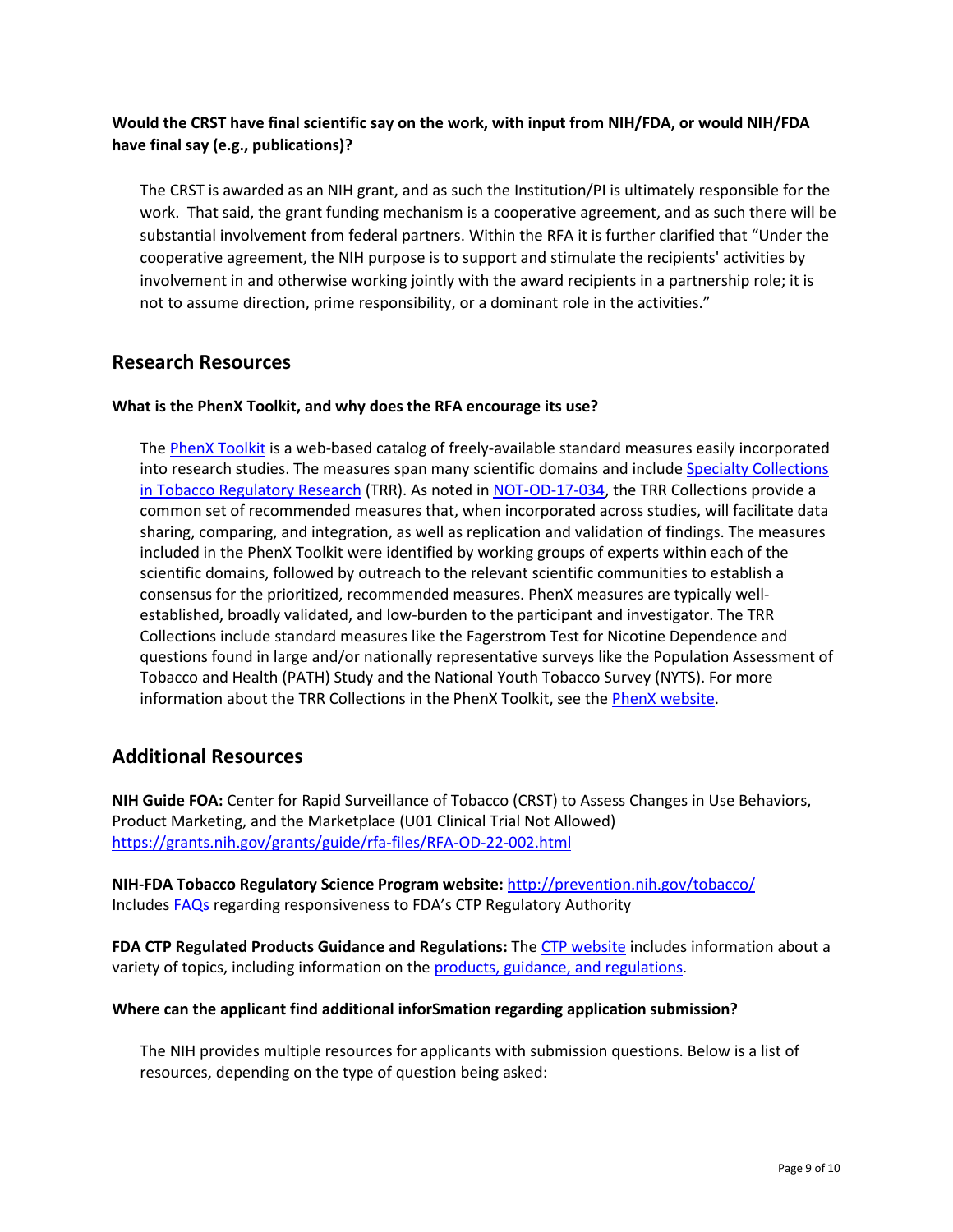**Would the CRST have final scientific say on the work, with input from NIH/FDA, or would NIH/FDA have final say (e.g., publications)?**

The CRST is awarded as an NIH grant, and as such the Institution/PI is ultimately responsible for the work. That said, the grant funding mechanism is a cooperative agreement, and as such there will be substantial involvement from federal partners. Within the RFA it is further clarified that "Under the cooperative agreement, the NIH purpose is to support and stimulate the recipients' activities by involvement in and otherwise working jointly with the award recipients in a partnership role; it is not to assume direction, prime responsibility, or a dominant role in the activities."

## Research Resources

**What is the PhenX Toolkit, and why does the RFA encourage its use?**

The PhenX Toolkit is a web-based catalog of freely-available standard measures easily incorporated into research studies. The measures span many scientific domains and include Specialty Collections in Tobacco Regulatory Research (TRR). As noted in NOT-OD-17-034, the TRR Collections provide a common set of recommended measures that, when incorporated across studies, will facilitate data sharing, comparing, and integration, as well as replication and validation of findings. The measures included in the PhenX Toolkit were identified by working groups of experts within each of the scientific domains, followed by outreach to the relevant scientific communities to establish a consensus for the prioritized, recommended measures. PhenX measures are typically well-established, broadly validated, and low-burden to the participant and investigator. The TRR Collections include standard measures like the Fagerstrom Test for Nicotine Dependence and questions found in large and/or nationally representative surveys like the Population Assessment of Tobacco and Health (PATH) Study and the National Youth Tobacco Survey (NYTS). For more information about the TRR Collections in the PhenX Toolkit, see the PhenX website.

## Additional Resources

**NIH Guide FOA:** Center for Rapid Surveillance of Tobacco (CRST) to Assess Changes in Use Behaviors, Product Marketing, and the Marketplace (U01 Clinical Trial Not Allowed)
https://grants.nih.gov/grants/guide/rfa-files/RFA-OD-22-002.html

**NIH-FDA Tobacco Regulatory Science Program website:** http://prevention.nih.gov/tobacco/
Includes FAQs regarding responsiveness to FDA's CTP Regulatory Authority

**FDA CTP Regulated Products Guidance and Regulations:** The CTP website includes information about a variety of topics, including information on the products, guidance, and regulations.

**Where can the applicant find additional inforSmation regarding application submission?**

The NIH provides multiple resources for applicants with submission questions. Below is a list of resources, depending on the type of question being asked: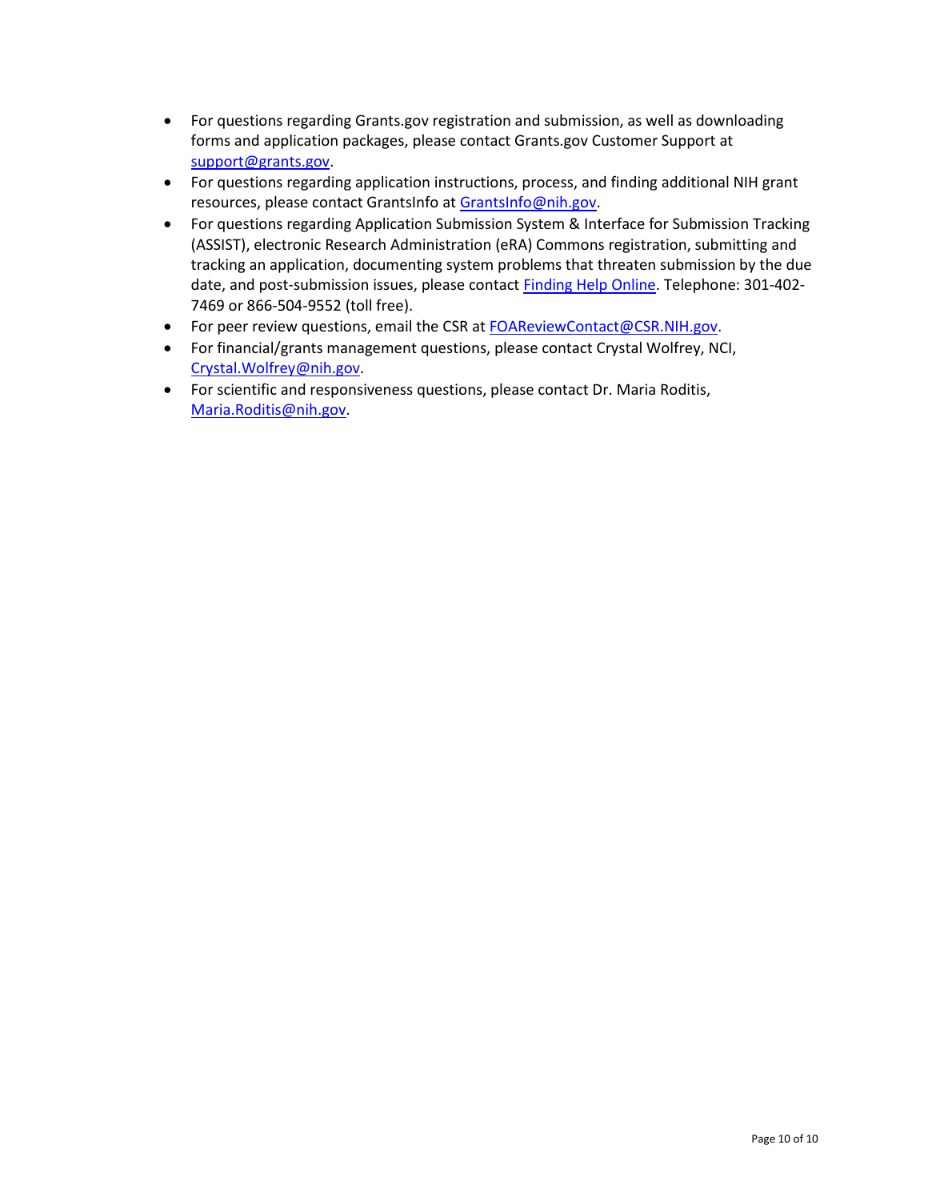- For questions regarding Grants.gov registration and submission, as well as downloading forms and application packages, please contact Grants.gov Customer Support at support@grants.gov.
- For questions regarding application instructions, process, and finding additional NIH grant resources, please contact GrantsInfo at GrantsInfo@nih.gov.
- For questions regarding Application Submission System & Interface for Submission Tracking (ASSIST), electronic Research Administration (eRA) Commons registration, submitting and tracking an application, documenting system problems that threaten submission by the due date, and post-submission issues, please contact Finding Help Online. Telephone: 301-402-7469 or 866-504-9552 (toll free).
- For peer review questions, email the CSR at FOAReviewContact@CSR.NIH.gov.
- For financial/grants management questions, please contact Crystal Wolfrey, NCI, Crystal.Wolfrey@nih.gov.
- For scientific and responsiveness questions, please contact Dr. Maria Roditis, Maria.Roditis@nih.gov.